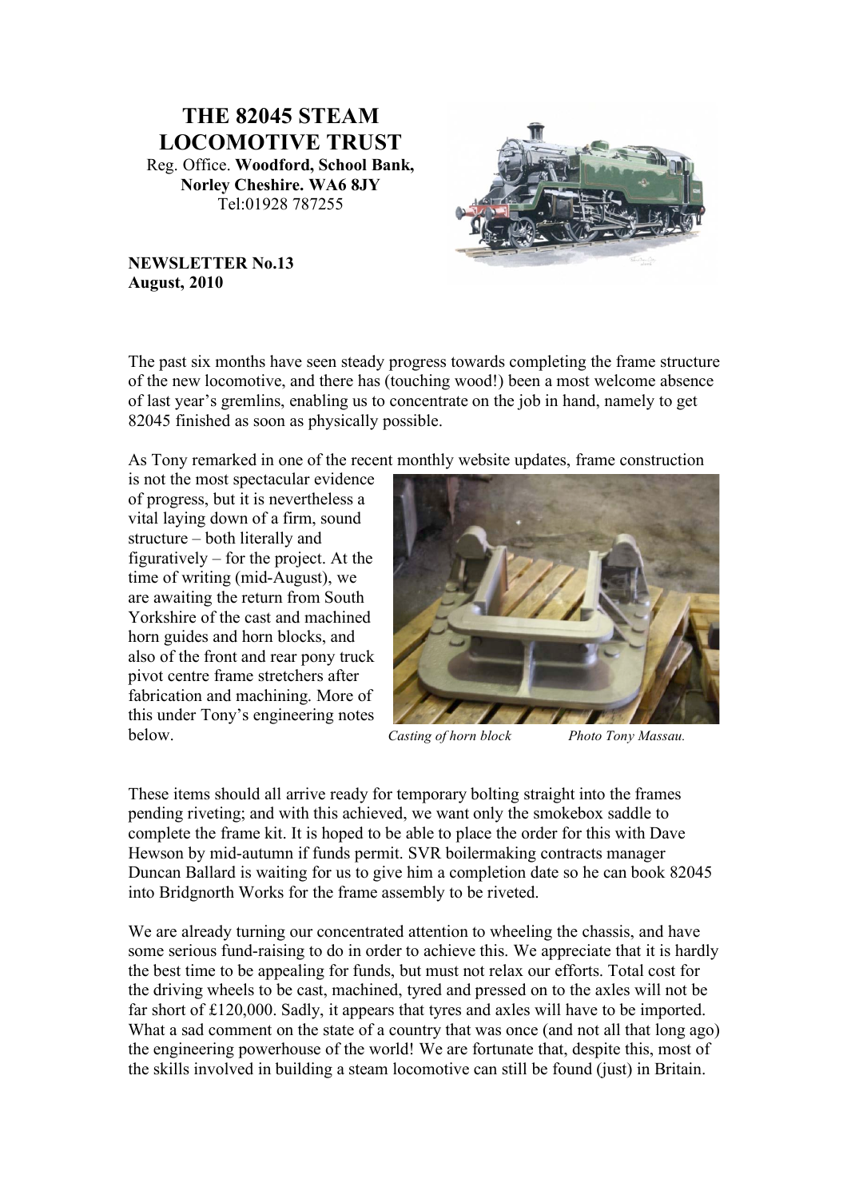# THE 82045 STEAM LOCOMOTIVE TRUST

Reg. Office. **Woodford, School Bank, Norley Cheshire. WA6 8JY**
Tel:01928 787255

**NEWSLETTER No.13**
**August, 2010**

The past six months have seen steady progress towards completing the frame structure of the new locomotive, and there has (touching wood!) been a most welcome absence of last year's gremlins, enabling us to concentrate on the job in hand, namely to get 82045 finished as soon as physically possible.

As Tony remarked in one of the recent monthly website updates, frame construction is not the most spectacular evidence of progress, but it is nevertheless a vital laying down of a firm, sound structure – both literally and figuratively – for the project. At the time of writing (mid-August), we are awaiting the return from South Yorkshire of the cast and machined horn guides and horn blocks, and also of the front and rear pony truck pivot centre frame stretchers after fabrication and machining. More of this under Tony's engineering notes below.

*Casting of horn block* *Photo Tony Massau.*

These items should all arrive ready for temporary bolting straight into the frames pending riveting; and with this achieved, we want only the smokebox saddle to complete the frame kit. It is hoped to be able to place the order for this with Dave Hewson by mid-autumn if funds permit. SVR boilermaking contracts manager Duncan Ballard is waiting for us to give him a completion date so he can book 82045 into Bridgnorth Works for the frame assembly to be riveted.

We are already turning our concentrated attention to wheeling the chassis, and have some serious fund-raising to do in order to achieve this. We appreciate that it is hardly the best time to be appealing for funds, but must not relax our efforts. Total cost for the driving wheels to be cast, machined, tyred and pressed on to the axles will not be far short of £120,000. Sadly, it appears that tyres and axles will have to be imported. What a sad comment on the state of a country that was once (and not all that long ago) the engineering powerhouse of the world! We are fortunate that, despite this, most of the skills involved in building a steam locomotive can still be found (just) in Britain.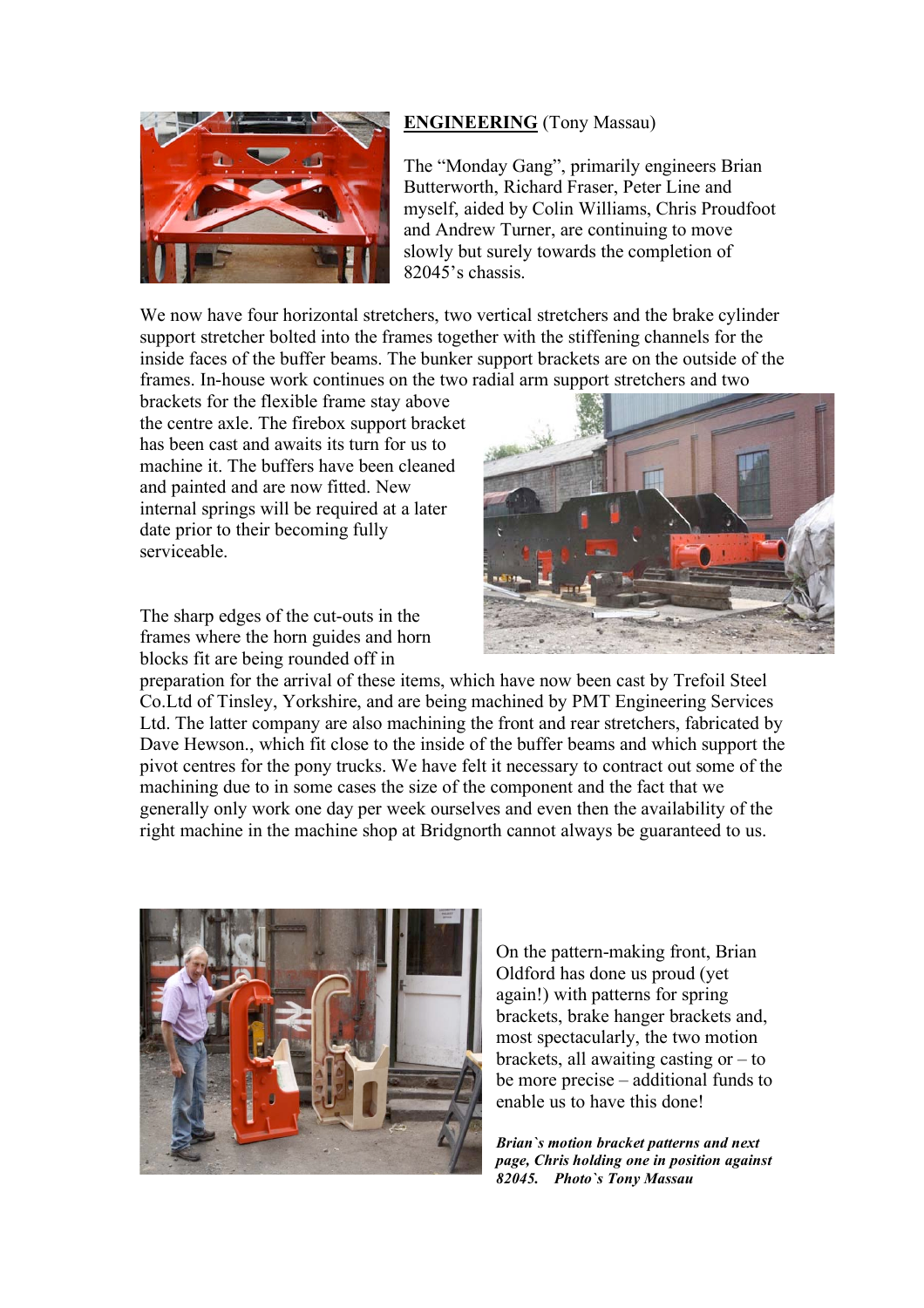**ENGINEERING** (Tony Massau)

The "Monday Gang", primarily engineers Brian Butterworth, Richard Fraser, Peter Line and myself, aided by Colin Williams, Chris Proudfoot and Andrew Turner, are continuing to move slowly but surely towards the completion of 82045's chassis.

We now have four horizontal stretchers, two vertical stretchers and the brake cylinder support stretcher bolted into the frames together with the stiffening channels for the inside faces of the buffer beams. The bunker support brackets are on the outside of the frames. In-house work continues on the two radial arm support stretchers and two brackets for the flexible frame stay above the centre axle. The firebox support bracket has been cast and awaits its turn for us to machine it. The buffers have been cleaned and painted and are now fitted. New internal springs will be required at a later date prior to their becoming fully serviceable.

The sharp edges of the cut-outs in the frames where the horn guides and horn blocks fit are being rounded off in preparation for the arrival of these items, which have now been cast by Trefoil Steel Co.Ltd of Tinsley, Yorkshire, and are being machined by PMT Engineering Services Ltd. The latter company are also machining the front and rear stretchers, fabricated by Dave Hewson., which fit close to the inside of the buffer beams and which support the pivot centres for the pony trucks. We have felt it necessary to contract out some of the machining due to in some cases the size of the component and the fact that we generally only work one day per week ourselves and even then the availability of the right machine in the machine shop at Bridgnorth cannot always be guaranteed to us.

On the pattern-making front, Brian Oldford has done us proud (yet again!) with patterns for spring brackets, brake hanger brackets and, most spectacularly, the two motion brackets, all awaiting casting or – to be more precise – additional funds to enable us to have this done!

***Brian`s motion bracket patterns and next page, Chris holding one in position against 82045. Photo`s Tony Massau***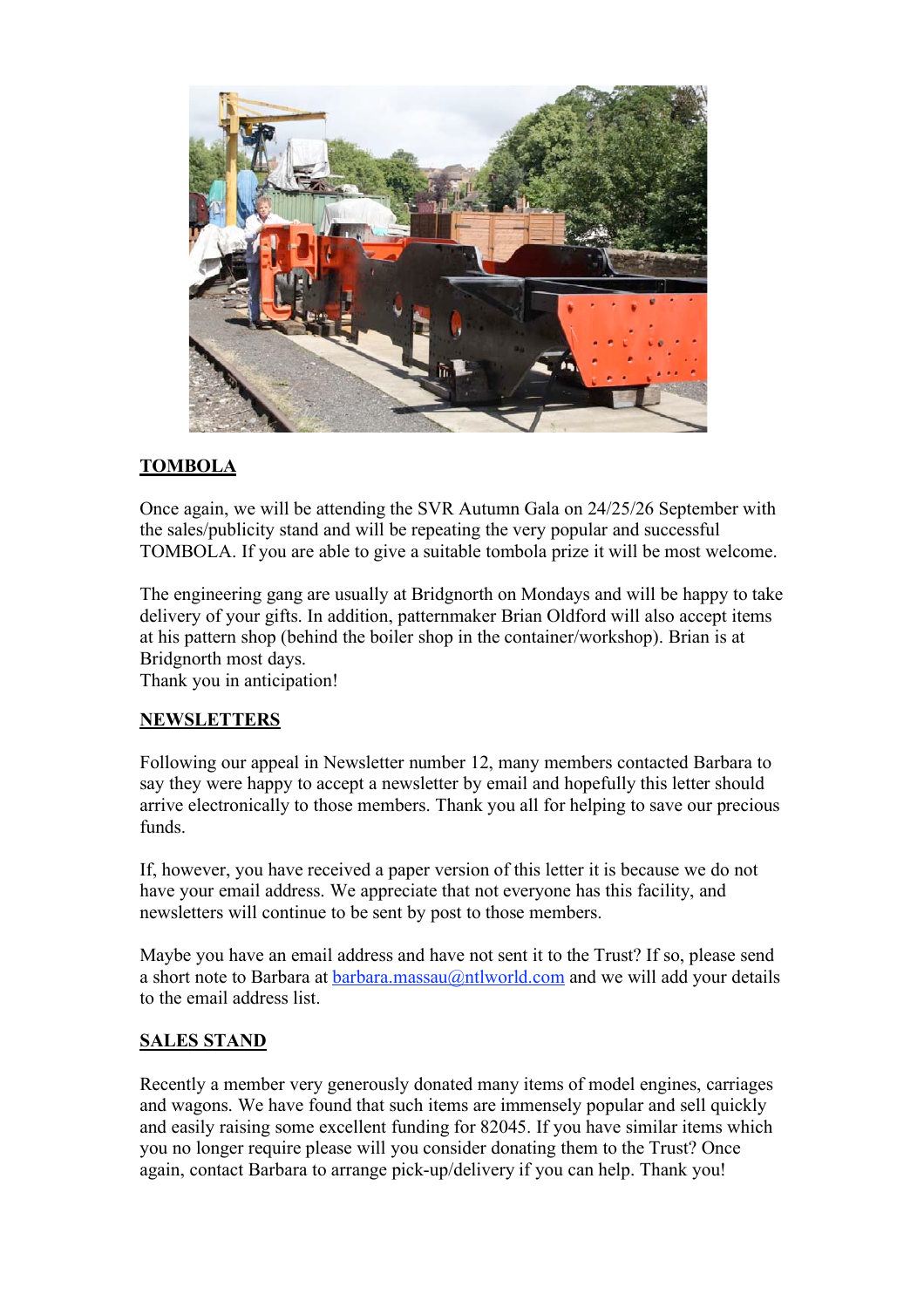## TOMBOLA

Once again, we will be attending the SVR Autumn Gala on 24/25/26 September with the sales/publicity stand and will be repeating the very popular and successful TOMBOLA. If you are able to give a suitable tombola prize it will be most welcome.

The engineering gang are usually at Bridgnorth on Mondays and will be happy to take delivery of your gifts. In addition, patternmaker Brian Oldford will also accept items at his pattern shop (behind the boiler shop in the container/workshop). Brian is at Bridgnorth most days.
Thank you in anticipation!

## NEWSLETTERS

Following our appeal in Newsletter number 12, many members contacted Barbara to say they were happy to accept a newsletter by email and hopefully this letter should arrive electronically to those members. Thank you all for helping to save our precious funds.

If, however, you have received a paper version of this letter it is because we do not have your email address. We appreciate that not everyone has this facility, and newsletters will continue to be sent by post to those members.

Maybe you have an email address and have not sent it to the Trust? If so, please send a short note to Barbara at barbara.massau@ntlworld.com and we will add your details to the email address list.

## SALES STAND

Recently a member very generously donated many items of model engines, carriages and wagons. We have found that such items are immensely popular and sell quickly and easily raising some excellent funding for 82045. If you have similar items which you no longer require please will you consider donating them to the Trust? Once again, contact Barbara to arrange pick-up/delivery if you can help. Thank you!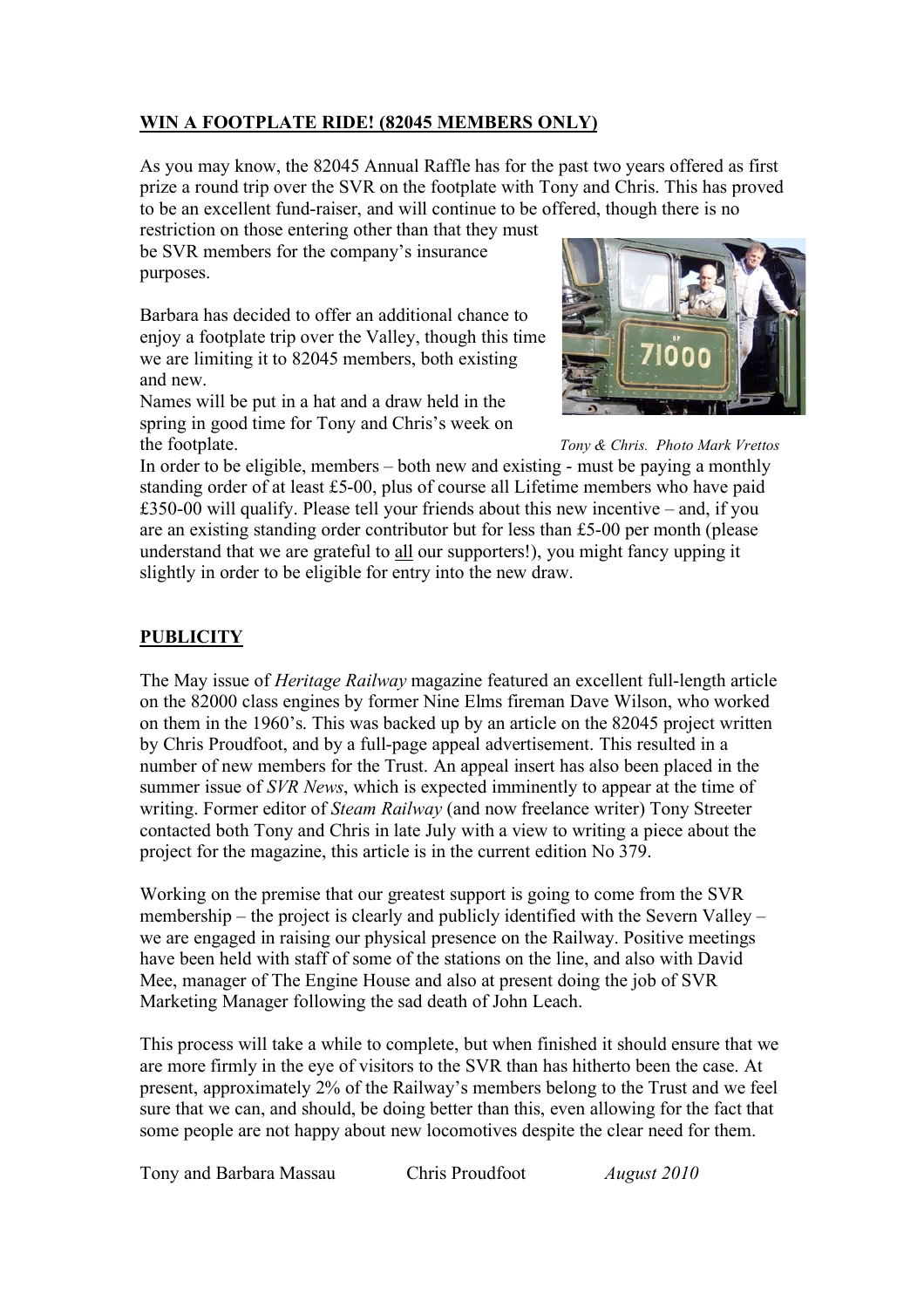## **WIN A FOOTPLATE RIDE! (82045 MEMBERS ONLY)**

As you may know, the 82045 Annual Raffle has for the past two years offered as first prize a round trip over the SVR on the footplate with Tony and Chris. This has proved to be an excellent fund-raiser, and will continue to be offered, though there is no restriction on those entering other than that they must be SVR members for the company's insurance purposes.

Barbara has decided to offer an additional chance to enjoy a footplate trip over the Valley, though this time we are limiting it to 82045 members, both existing and new.

Names will be put in a hat and a draw held in the spring in good time for Tony and Chris's week on the footplate.

*Tony & Chris. Photo Mark Vrettos*

In order to be eligible, members – both new and existing - must be paying a monthly standing order of at least £5-00, plus of course all Lifetime members who have paid £350-00 will qualify. Please tell your friends about this new incentive – and, if you are an existing standing order contributor but for less than £5-00 per month (please understand that we are grateful to all our supporters!), you might fancy upping it slightly in order to be eligible for entry into the new draw.

## **PUBLICITY**

The May issue of *Heritage Railway* magazine featured an excellent full-length article on the 82000 class engines by former Nine Elms fireman Dave Wilson, who worked on them in the 1960's. This was backed up by an article on the 82045 project written by Chris Proudfoot, and by a full-page appeal advertisement. This resulted in a number of new members for the Trust. An appeal insert has also been placed in the summer issue of *SVR News*, which is expected imminently to appear at the time of writing. Former editor of *Steam Railway* (and now freelance writer) Tony Streeter contacted both Tony and Chris in late July with a view to writing a piece about the project for the magazine, this article is in the current edition No 379.

Working on the premise that our greatest support is going to come from the SVR membership – the project is clearly and publicly identified with the Severn Valley – we are engaged in raising our physical presence on the Railway. Positive meetings have been held with staff of some of the stations on the line, and also with David Mee, manager of The Engine House and also at present doing the job of SVR Marketing Manager following the sad death of John Leach.

This process will take a while to complete, but when finished it should ensure that we are more firmly in the eye of visitors to the SVR than has hitherto been the case. At present, approximately 2% of the Railway's members belong to the Trust and we feel sure that we can, and should, be doing better than this, even allowing for the fact that some people are not happy about new locomotives despite the clear need for them.

Tony and Barbara Massau    Chris Proudfoot    *August 2010*